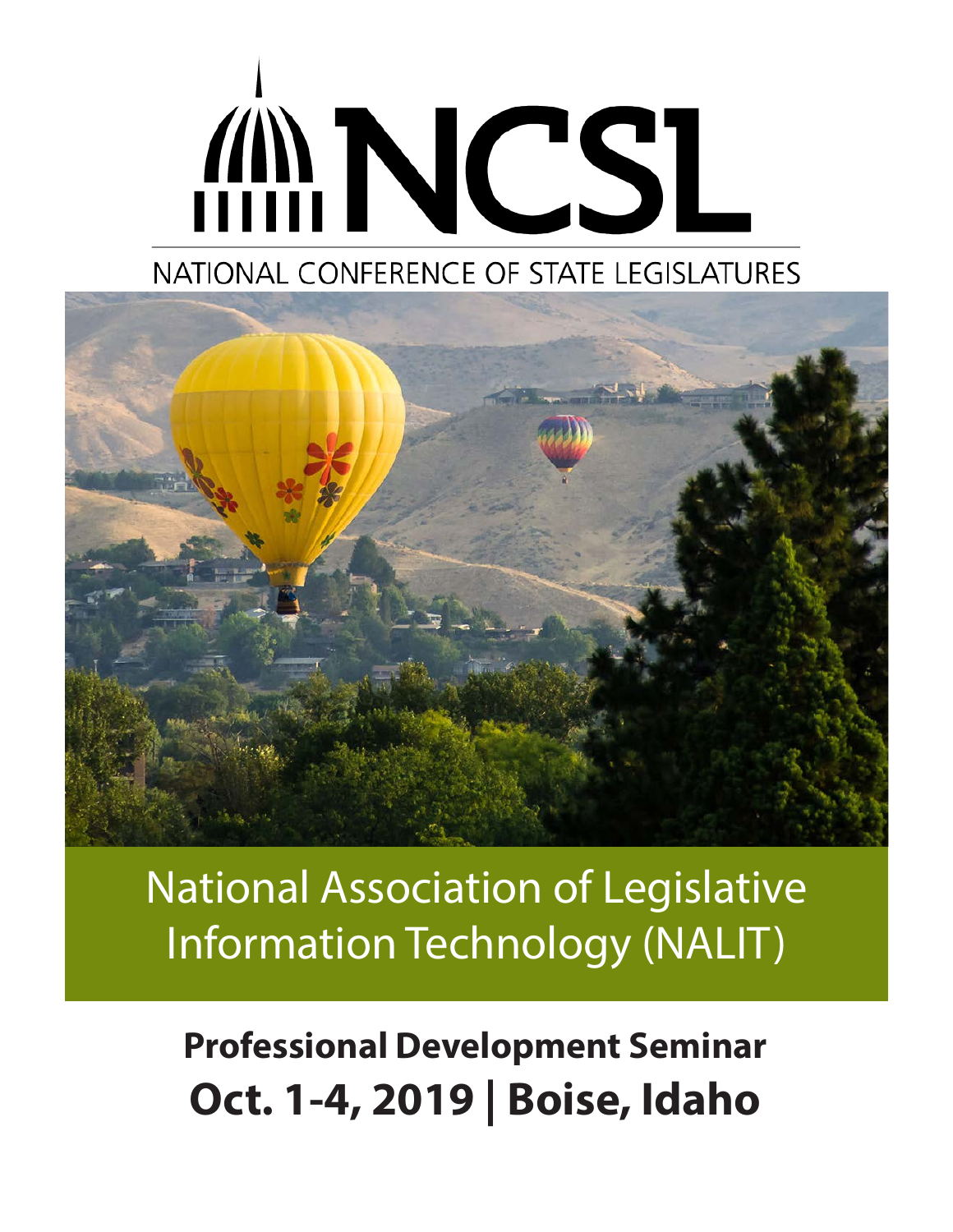# NCSL

NATIONAL CONFERENCE OF STATE LEGISLATURES

## National Association of Legislative Information Technology (NALIT)

**Professional Development Seminar**

**Oct. 1-4, 2019 | Boise, Idaho**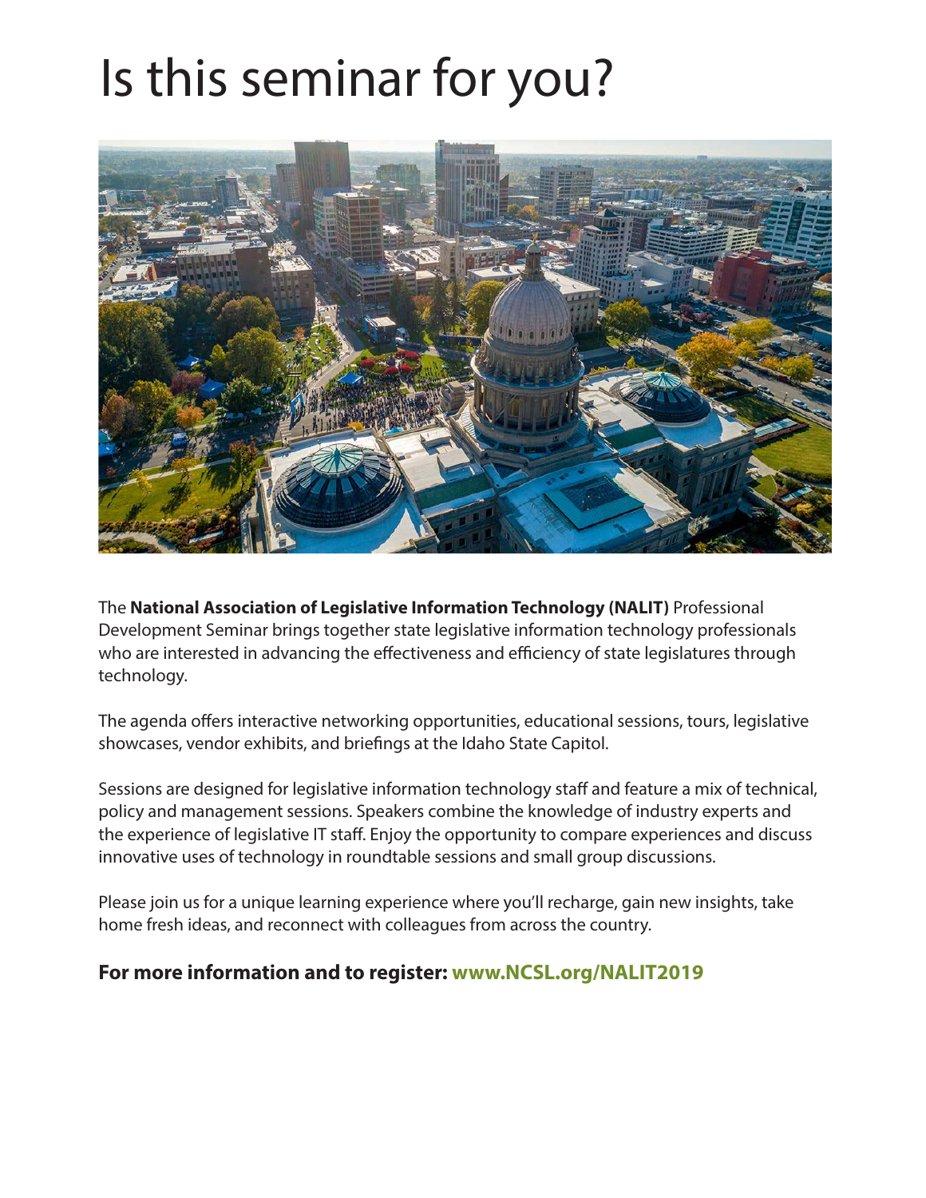# Is this seminar for you?

The **National Association of Legislative Information Technology (NALIT)** Professional Development Seminar brings together state legislative information technology professionals who are interested in advancing the effectiveness and efficiency of state legislatures through technology.

The agenda offers interactive networking opportunities, educational sessions, tours, legislative showcases, vendor exhibits, and briefings at the Idaho State Capitol.

Sessions are designed for legislative information technology staff and feature a mix of technical, policy and management sessions. Speakers combine the knowledge of industry experts and the experience of legislative IT staff. Enjoy the opportunity to compare experiences and discuss innovative uses of technology in roundtable sessions and small group discussions.

Please join us for a unique learning experience where you'll recharge, gain new insights, take home fresh ideas, and reconnect with colleagues from across the country.

**For more information and to register: www.NCSL.org/NALIT2019**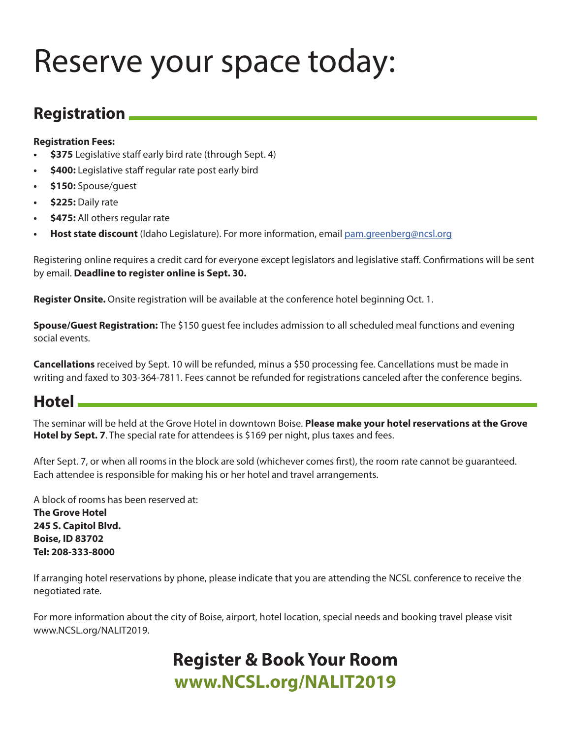# Reserve your space today:

## Registration

**Registration Fees:**

- **$375** Legislative staff early bird rate (through Sept. 4)
- **$400:** Legislative staff regular rate post early bird
- **$150:** Spouse/guest
- **$225:** Daily rate
- **$475:** All others regular rate
- **Host state discount** (Idaho Legislature). For more information, email pam.greenberg@ncsl.org

Registering online requires a credit card for everyone except legislators and legislative staff. Confirmations will be sent by email. **Deadline to register online is Sept. 30.**

**Register Onsite.** Onsite registration will be available at the conference hotel beginning Oct. 1.

**Spouse/Guest Registration:** The $150 guest fee includes admission to all scheduled meal functions and evening social events.

**Cancellations** received by Sept. 10 will be refunded, minus a $50 processing fee. Cancellations must be made in writing and faxed to 303-364-7811. Fees cannot be refunded for registrations canceled after the conference begins.

## Hotel

The seminar will be held at the Grove Hotel in downtown Boise. **Please make your hotel reservations at the Grove Hotel by Sept. 7**. The special rate for attendees is $169 per night, plus taxes and fees.

After Sept. 7, or when all rooms in the block are sold (whichever comes first), the room rate cannot be guaranteed. Each attendee is responsible for making his or her hotel and travel arrangements.

A block of rooms has been reserved at:
**The Grove Hotel**
**245 S. Capitol Blvd.**
**Boise, ID 83702**
**Tel: 208-333-8000**

If arranging hotel reservations by phone, please indicate that you are attending the NCSL conference to receive the negotiated rate.

For more information about the city of Boise, airport, hotel location, special needs and booking travel please visit www.NCSL.org/NALIT2019.

**Register & Book Your Room**
**www.NCSL.org/NALIT2019**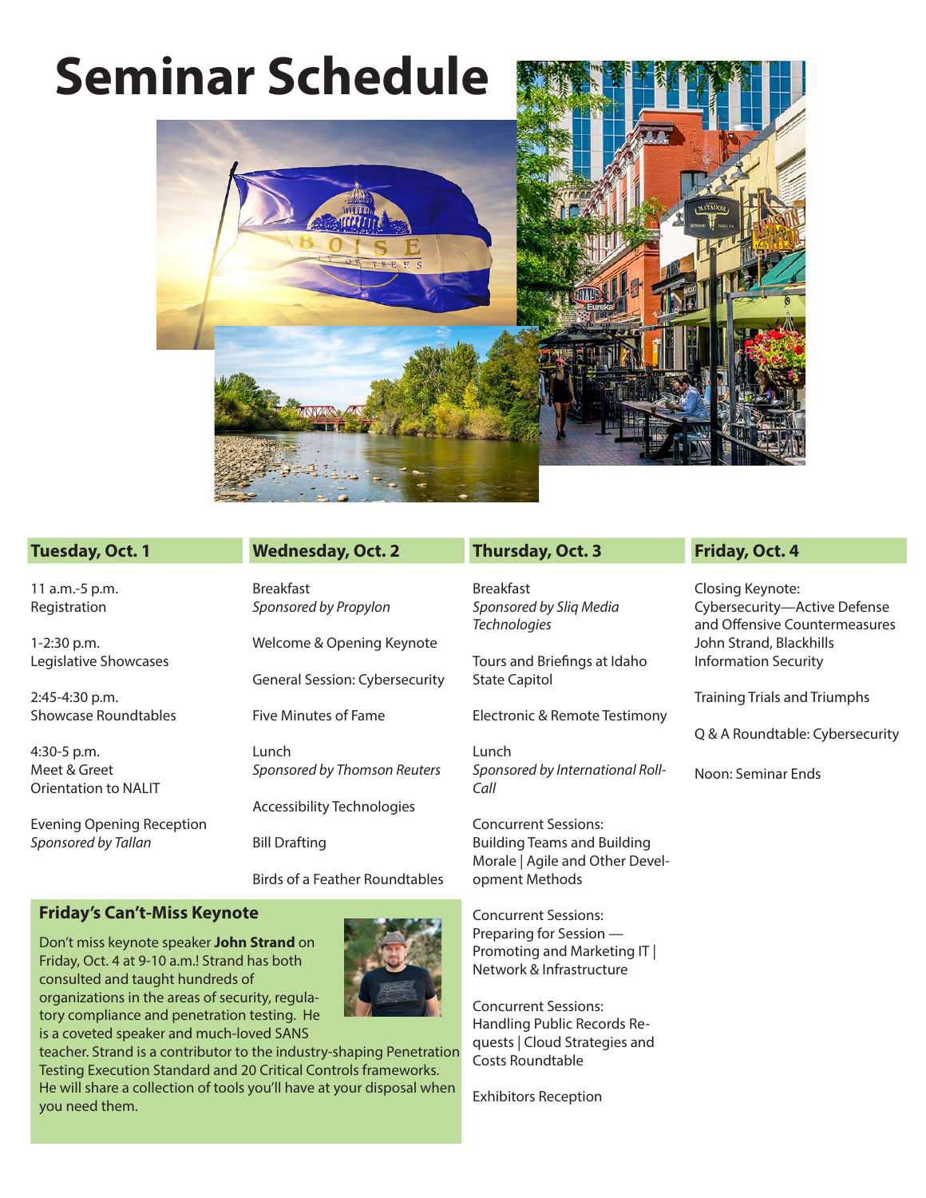# Seminar Schedule

## Tuesday, Oct. 1

11 a.m.-5 p.m.
Registration

1-2:30 p.m.
Legislative Showcases

2:45-4:30 p.m.
Showcase Roundtables

4:30-5 p.m.
Meet & Greet
Orientation to NALIT

Evening Opening Reception
*Sponsored by Tallan*

## Wednesday, Oct. 2

Breakfast
*Sponsored by Propylon*

Welcome & Opening Keynote

General Session: Cybersecurity

Five Minutes of Fame

Lunch
*Sponsored by Thomson Reuters*

Accessibility Technologies

Bill Drafting

Birds of a Feather Roundtables

## Thursday, Oct. 3

Breakfast
*Sponsored by Sliq Media Technologies*

Tours and Briefings at Idaho State Capitol

Electronic & Remote Testimony

Lunch
*Sponsored by International Roll-Call*

Concurrent Sessions:
Building Teams and Building Morale | Agile and Other Development Methods

Concurrent Sessions:
Preparing for Session — Promoting and Marketing IT | Network & Infrastructure

Concurrent Sessions:
Handling Public Records Requests | Cloud Strategies and Costs Roundtable

Exhibitors Reception

## Friday, Oct. 4

Closing Keynote:
Cybersecurity—Active Defense and Offensive Countermeasures
John Strand, Blackhills Information Security

Training Trials and Triumphs

Q & A Roundtable: Cybersecurity

Noon: Seminar Ends

## Friday's Can't-Miss Keynote

Don't miss keynote speaker **John Strand** on Friday, Oct. 4 at 9-10 a.m.! Strand has both consulted and taught hundreds of organizations in the areas of security, regulatory compliance and penetration testing. He is a coveted speaker and much-loved SANS teacher. Strand is a contributor to the industry-shaping Penetration Testing Execution Standard and 20 Critical Controls frameworks. He will share a collection of tools you'll have at your disposal when you need them.